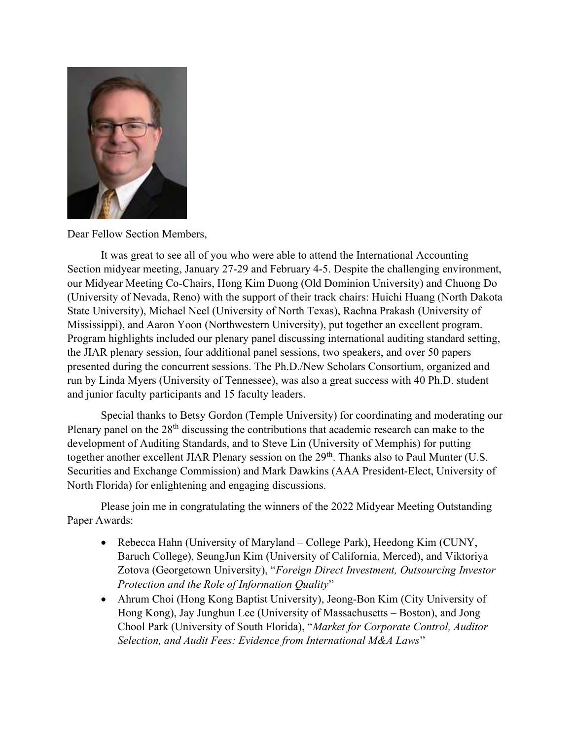Dear Fellow Section Members,

It was great to see all of you who were able to attend the International Accounting Section midyear meeting, January 27-29 and February 4-5. Despite the challenging environment, our Midyear Meeting Co-Chairs, Hong Kim Duong (Old Dominion University) and Chuong Do (University of Nevada, Reno) with the support of their track chairs: Huichi Huang (North Dakota State University), Michael Neel (University of North Texas), Rachna Prakash (University of Mississippi), and Aaron Yoon (Northwestern University), put together an excellent program. Program highlights included our plenary panel discussing international auditing standard setting, the JIAR plenary session, four additional panel sessions, two speakers, and over 50 papers presented during the concurrent sessions. The Ph.D./New Scholars Consortium, organized and run by Linda Myers (University of Tennessee), was also a great success with 40 Ph.D. student and junior faculty participants and 15 faculty leaders.

Special thanks to Betsy Gordon (Temple University) for coordinating and moderating our Plenary panel on the 28th discussing the contributions that academic research can make to the development of Auditing Standards, and to Steve Lin (University of Memphis) for putting together another excellent JIAR Plenary session on the 29th. Thanks also to Paul Munter (U.S. Securities and Exchange Commission) and Mark Dawkins (AAA President-Elect, University of North Florida) for enlightening and engaging discussions.

Please join me in congratulating the winners of the 2022 Midyear Meeting Outstanding Paper Awards:

- Rebecca Hahn (University of Maryland – College Park), Heedong Kim (CUNY, Baruch College), SeungJun Kim (University of California, Merced), and Viktoriya Zotova (Georgetown University), "*Foreign Direct Investment, Outsourcing Investor Protection and the Role of Information Quality*"
- Ahrum Choi (Hong Kong Baptist University), Jeong-Bon Kim (City University of Hong Kong), Jay Junghun Lee (University of Massachusetts – Boston), and Jong Chool Park (University of South Florida), "*Market for Corporate Control, Auditor Selection, and Audit Fees: Evidence from International M&A Laws*"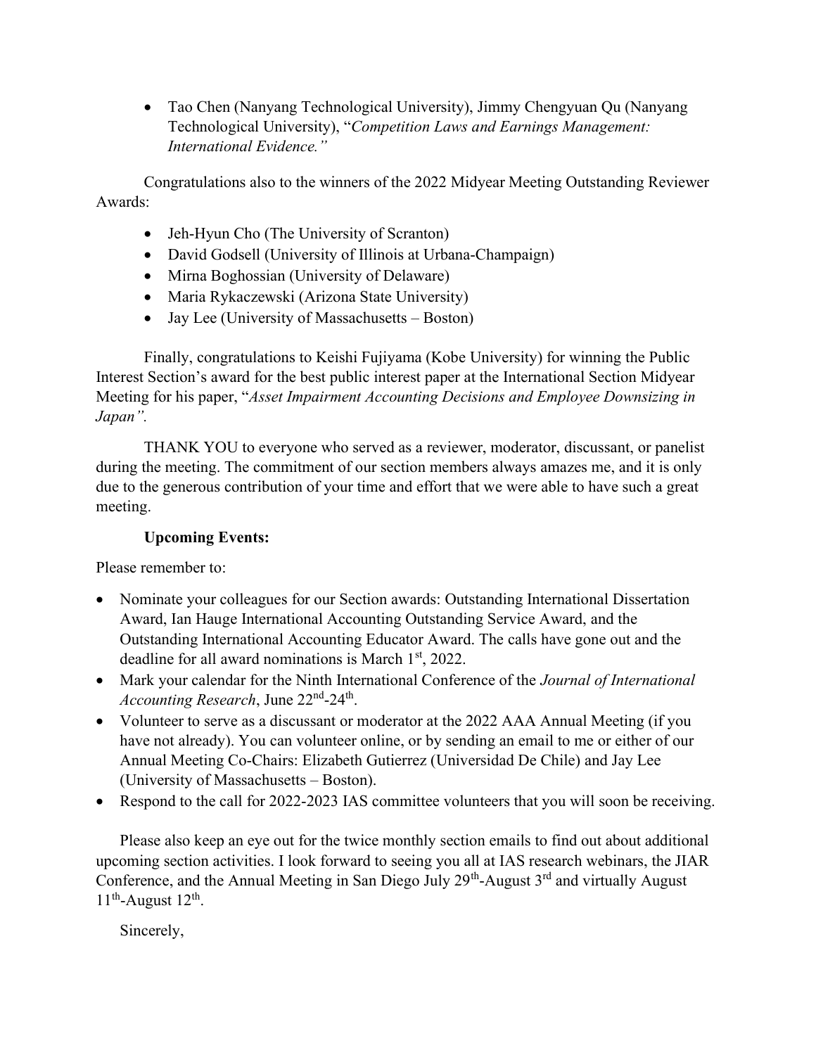- Tao Chen (Nanyang Technological University), Jimmy Chengyuan Qu (Nanyang Technological University), "*Competition Laws and Earnings Management: International Evidence.*"

Congratulations also to the winners of the 2022 Midyear Meeting Outstanding Reviewer Awards:

- Jeh-Hyun Cho (The University of Scranton)
- David Godsell (University of Illinois at Urbana-Champaign)
- Mirna Boghossian (University of Delaware)
- Maria Rykaczewski (Arizona State University)
- Jay Lee (University of Massachusetts – Boston)

Finally, congratulations to Keishi Fujiyama (Kobe University) for winning the Public Interest Section's award for the best public interest paper at the International Section Midyear Meeting for his paper, "*Asset Impairment Accounting Decisions and Employee Downsizing in Japan".*

THANK YOU to everyone who served as a reviewer, moderator, discussant, or panelist during the meeting. The commitment of our section members always amazes me, and it is only due to the generous contribution of your time and effort that we were able to have such a great meeting.

**Upcoming Events:**

Please remember to:

- Nominate your colleagues for our Section awards: Outstanding International Dissertation Award, Ian Hauge International Accounting Outstanding Service Award, and the Outstanding International Accounting Educator Award. The calls have gone out and the deadline for all award nominations is March 1st, 2022.
- Mark your calendar for the Ninth International Conference of the *Journal of International Accounting Research*, June 22nd-24th.
- Volunteer to serve as a discussant or moderator at the 2022 AAA Annual Meeting (if you have not already). You can volunteer online, or by sending an email to me or either of our Annual Meeting Co-Chairs: Elizabeth Gutierrez (Universidad De Chile) and Jay Lee (University of Massachusetts – Boston).
- Respond to the call for 2022-2023 IAS committee volunteers that you will soon be receiving.

Please also keep an eye out for the twice monthly section emails to find out about additional upcoming section activities. I look forward to seeing you all at IAS research webinars, the JIAR Conference, and the Annual Meeting in San Diego July 29th-August 3rd and virtually August 11th-August 12th.

Sincerely,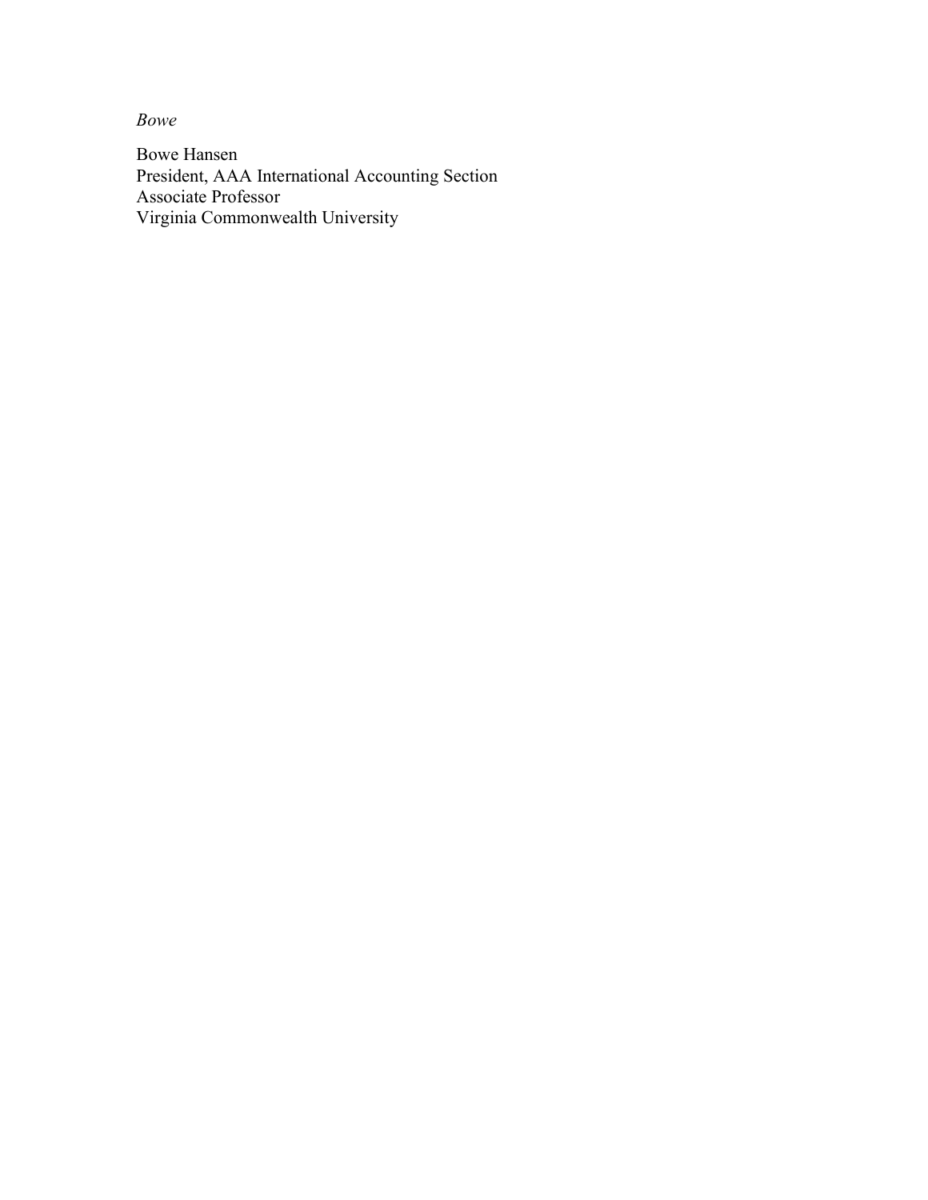*Bowe*

Bowe Hansen
President, AAA International Accounting Section
Associate Professor
Virginia Commonwealth University